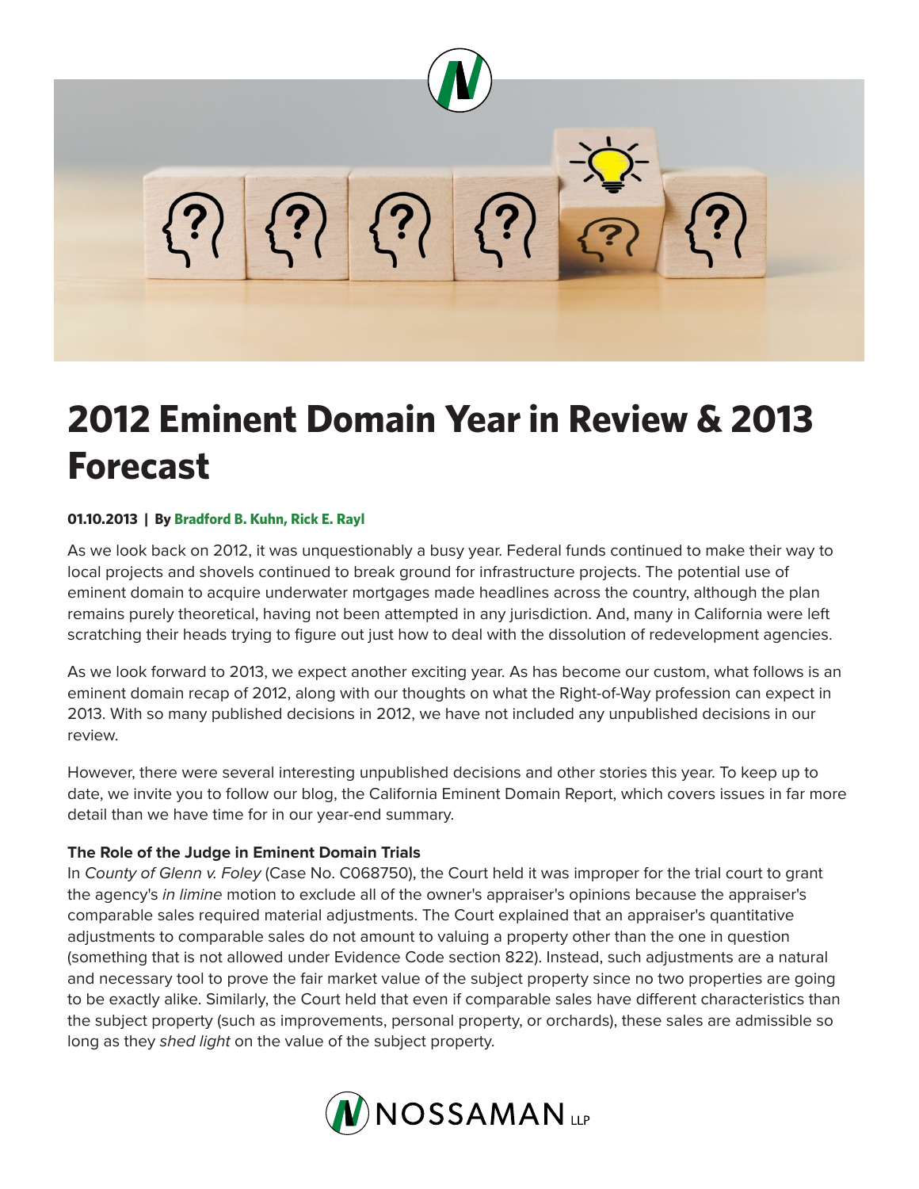# 2012 Eminent Domain Year in Review & 2013 Forecast

**01.10.2013 | By Bradford B. Kuhn, Rick E. Rayl**

As we look back on 2012, it was unquestionably a busy year. Federal funds continued to make their way to local projects and shovels continued to break ground for infrastructure projects. The potential use of eminent domain to acquire underwater mortgages made headlines across the country, although the plan remains purely theoretical, having not been attempted in any jurisdiction. And, many in California were left scratching their heads trying to figure out just how to deal with the dissolution of redevelopment agencies.

As we look forward to 2013, we expect another exciting year. As has become our custom, what follows is an eminent domain recap of 2012, along with our thoughts on what the Right-of-Way profession can expect in 2013. With so many published decisions in 2012, we have not included any unpublished decisions in our review.

However, there were several interesting unpublished decisions and other stories this year. To keep up to date, we invite you to follow our blog, the California Eminent Domain Report, which covers issues in far more detail than we have time for in our year-end summary.

**The Role of the Judge in Eminent Domain Trials**

In *County of Glenn v. Foley* (Case No. C068750), the Court held it was improper for the trial court to grant the agency's *in limine* motion to exclude all of the owner's appraiser's opinions because the appraiser's comparable sales required material adjustments. The Court explained that an appraiser's quantitative adjustments to comparable sales do not amount to valuing a property other than the one in question (something that is not allowed under Evidence Code section 822). Instead, such adjustments are a natural and necessary tool to prove the fair market value of the subject property since no two properties are going to be exactly alike. Similarly, the Court held that even if comparable sales have different characteristics than the subject property (such as improvements, personal property, or orchards), these sales are admissible so long as they *shed light* on the value of the subject property.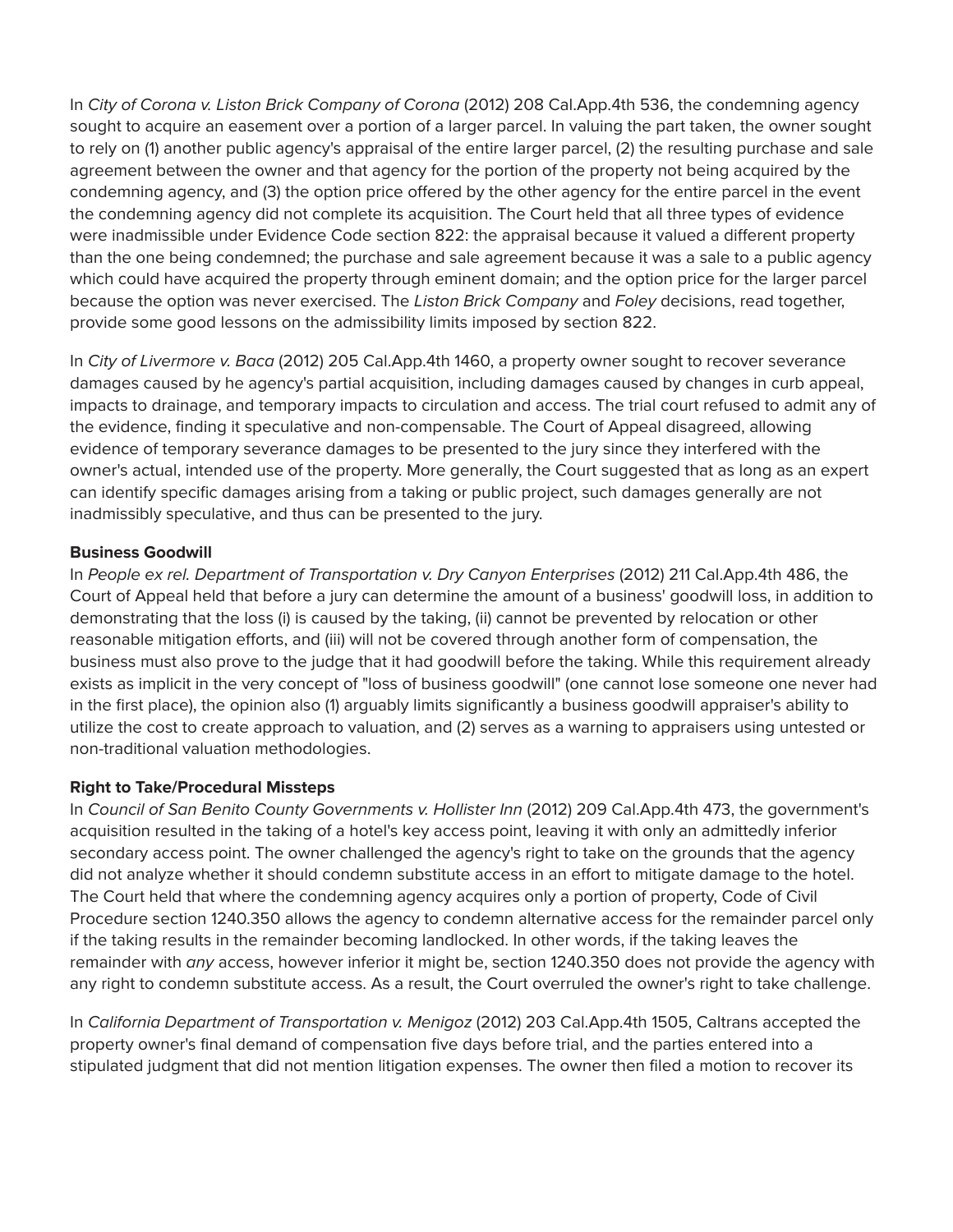In *City of Corona v. Liston Brick Company of Corona* (2012) 208 Cal.App.4th 536, the condemning agency sought to acquire an easement over a portion of a larger parcel. In valuing the part taken, the owner sought to rely on (1) another public agency's appraisal of the entire larger parcel, (2) the resulting purchase and sale agreement between the owner and that agency for the portion of the property not being acquired by the condemning agency, and (3) the option price offered by the other agency for the entire parcel in the event the condemning agency did not complete its acquisition. The Court held that all three types of evidence were inadmissible under Evidence Code section 822: the appraisal because it valued a different property than the one being condemned; the purchase and sale agreement because it was a sale to a public agency which could have acquired the property through eminent domain; and the option price for the larger parcel because the option was never exercised. The *Liston Brick Company* and *Foley* decisions, read together, provide some good lessons on the admissibility limits imposed by section 822.

In *City of Livermore v. Baca* (2012) 205 Cal.App.4th 1460, a property owner sought to recover severance damages caused by he agency's partial acquisition, including damages caused by changes in curb appeal, impacts to drainage, and temporary impacts to circulation and access. The trial court refused to admit any of the evidence, finding it speculative and non-compensable. The Court of Appeal disagreed, allowing evidence of temporary severance damages to be presented to the jury since they interfered with the owner's actual, intended use of the property. More generally, the Court suggested that as long as an expert can identify specific damages arising from a taking or public project, such damages generally are not inadmissibly speculative, and thus can be presented to the jury.

**Business Goodwill**

In *People ex rel. Department of Transportation v. Dry Canyon Enterprises* (2012) 211 Cal.App.4th 486, the Court of Appeal held that before a jury can determine the amount of a business' goodwill loss, in addition to demonstrating that the loss (i) is caused by the taking, (ii) cannot be prevented by relocation or other reasonable mitigation efforts, and (iii) will not be covered through another form of compensation, the business must also prove to the judge that it had goodwill before the taking. While this requirement already exists as implicit in the very concept of "loss of business goodwill" (one cannot lose someone one never had in the first place), the opinion also (1) arguably limits significantly a business goodwill appraiser's ability to utilize the cost to create approach to valuation, and (2) serves as a warning to appraisers using untested or non-traditional valuation methodologies.

**Right to Take/Procedural Missteps**

In *Council of San Benito County Governments v. Hollister Inn* (2012) 209 Cal.App.4th 473, the government's acquisition resulted in the taking of a hotel's key access point, leaving it with only an admittedly inferior secondary access point. The owner challenged the agency's right to take on the grounds that the agency did not analyze whether it should condemn substitute access in an effort to mitigate damage to the hotel. The Court held that where the condemning agency acquires only a portion of property, Code of Civil Procedure section 1240.350 allows the agency to condemn alternative access for the remainder parcel only if the taking results in the remainder becoming landlocked. In other words, if the taking leaves the remainder with *any* access, however inferior it might be, section 1240.350 does not provide the agency with any right to condemn substitute access. As a result, the Court overruled the owner's right to take challenge.

In *California Department of Transportation v. Menigoz* (2012) 203 Cal.App.4th 1505, Caltrans accepted the property owner's final demand of compensation five days before trial, and the parties entered into a stipulated judgment that did not mention litigation expenses. The owner then filed a motion to recover its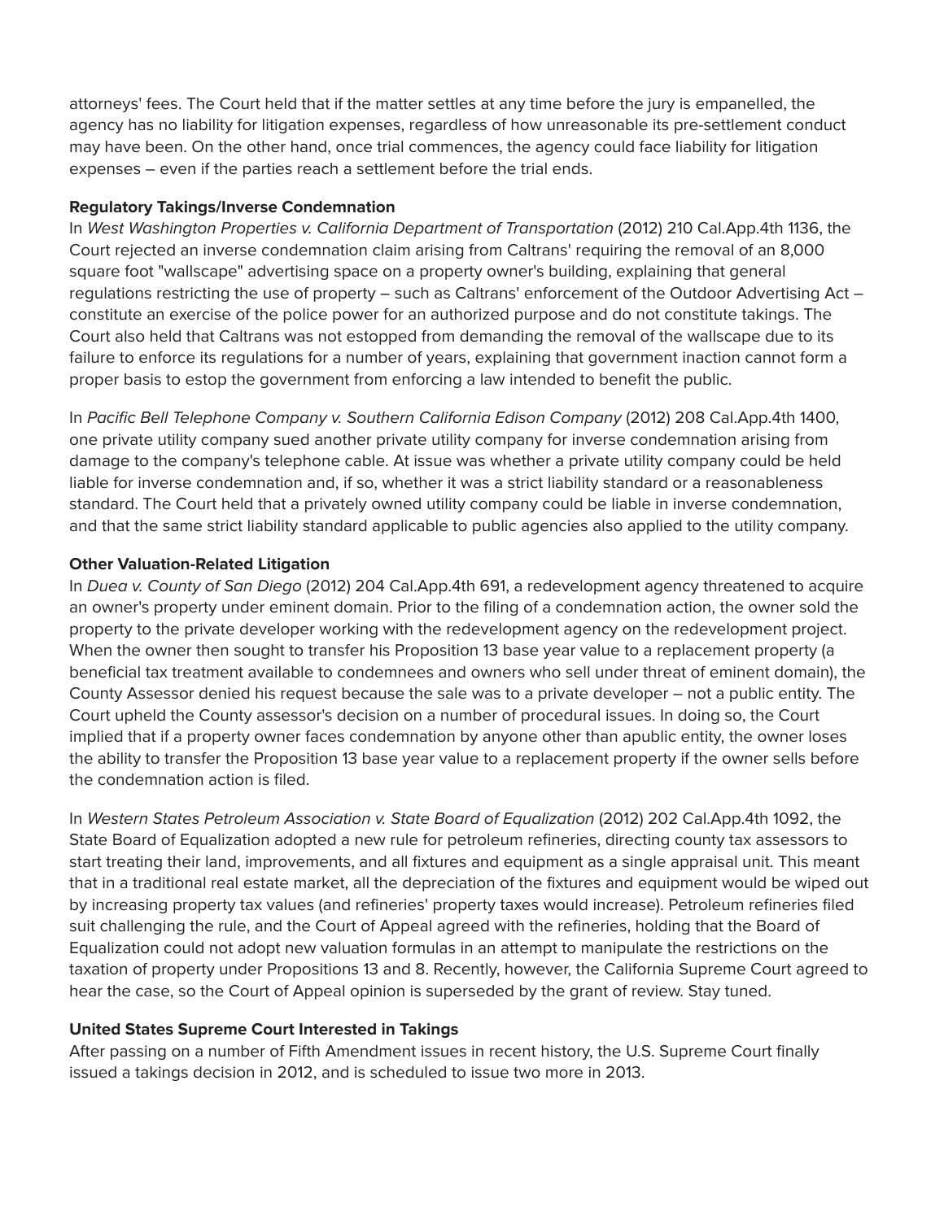attorneys' fees. The Court held that if the matter settles at any time before the jury is empanelled, the agency has no liability for litigation expenses, regardless of how unreasonable its pre-settlement conduct may have been. On the other hand, once trial commences, the agency could face liability for litigation expenses – even if the parties reach a settlement before the trial ends.

**Regulatory Takings/Inverse Condemnation**

In *West Washington Properties v. California Department of Transportation* (2012) 210 Cal.App.4th 1136, the Court rejected an inverse condemnation claim arising from Caltrans' requiring the removal of an 8,000 square foot "wallscape" advertising space on a property owner's building, explaining that general regulations restricting the use of property – such as Caltrans' enforcement of the Outdoor Advertising Act – constitute an exercise of the police power for an authorized purpose and do not constitute takings. The Court also held that Caltrans was not estopped from demanding the removal of the wallscape due to its failure to enforce its regulations for a number of years, explaining that government inaction cannot form a proper basis to estop the government from enforcing a law intended to benefit the public.

In *Pacific Bell Telephone Company v. Southern California Edison Company* (2012) 208 Cal.App.4th 1400, one private utility company sued another private utility company for inverse condemnation arising from damage to the company's telephone cable. At issue was whether a private utility company could be held liable for inverse condemnation and, if so, whether it was a strict liability standard or a reasonableness standard. The Court held that a privately owned utility company could be liable in inverse condemnation, and that the same strict liability standard applicable to public agencies also applied to the utility company.

**Other Valuation-Related Litigation**

In *Duea v. County of San Diego* (2012) 204 Cal.App.4th 691, a redevelopment agency threatened to acquire an owner's property under eminent domain. Prior to the filing of a condemnation action, the owner sold the property to the private developer working with the redevelopment agency on the redevelopment project. When the owner then sought to transfer his Proposition 13 base year value to a replacement property (a beneficial tax treatment available to condemnees and owners who sell under threat of eminent domain), the County Assessor denied his request because the sale was to a private developer – not a public entity. The Court upheld the County assessor's decision on a number of procedural issues. In doing so, the Court implied that if a property owner faces condemnation by anyone other than apublic entity, the owner loses the ability to transfer the Proposition 13 base year value to a replacement property if the owner sells before the condemnation action is filed.

In *Western States Petroleum Association v. State Board of Equalization* (2012) 202 Cal.App.4th 1092, the State Board of Equalization adopted a new rule for petroleum refineries, directing county tax assessors to start treating their land, improvements, and all fixtures and equipment as a single appraisal unit. This meant that in a traditional real estate market, all the depreciation of the fixtures and equipment would be wiped out by increasing property tax values (and refineries' property taxes would increase). Petroleum refineries filed suit challenging the rule, and the Court of Appeal agreed with the refineries, holding that the Board of Equalization could not adopt new valuation formulas in an attempt to manipulate the restrictions on the taxation of property under Propositions 13 and 8. Recently, however, the California Supreme Court agreed to hear the case, so the Court of Appeal opinion is superseded by the grant of review. Stay tuned.

**United States Supreme Court Interested in Takings**

After passing on a number of Fifth Amendment issues in recent history, the U.S. Supreme Court finally issued a takings decision in 2012, and is scheduled to issue two more in 2013.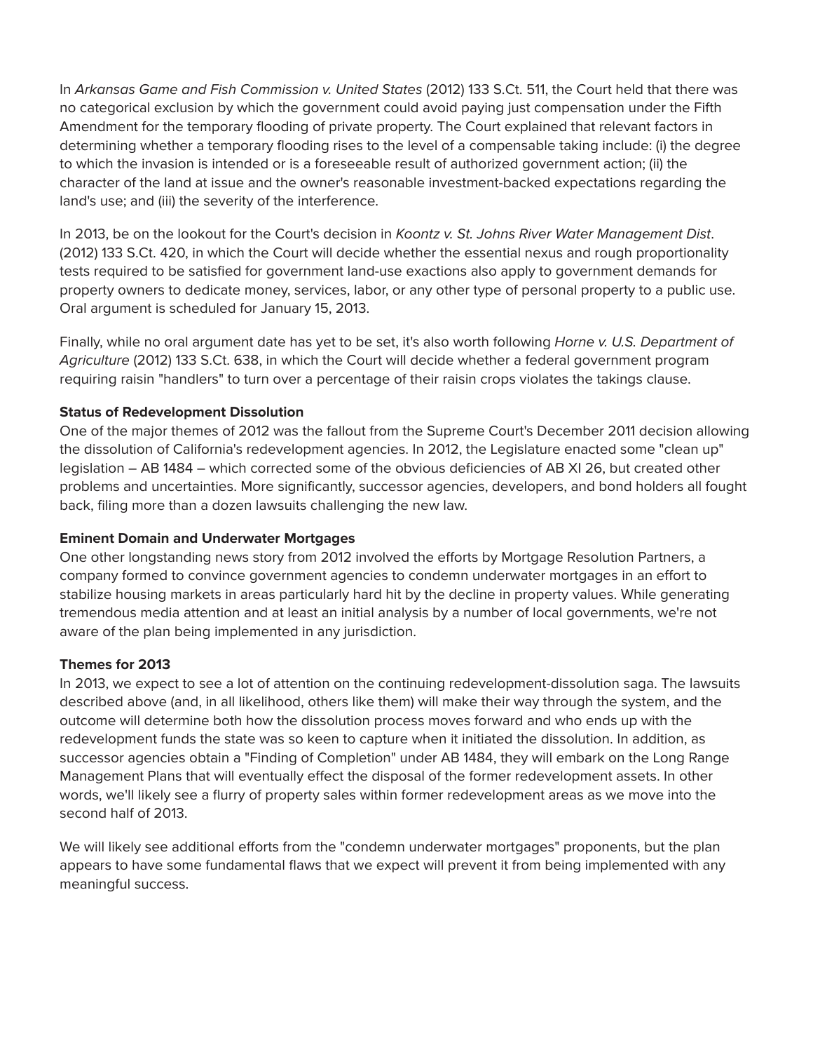In *Arkansas Game and Fish Commission v. United States* (2012) 133 S.Ct. 511, the Court held that there was no categorical exclusion by which the government could avoid paying just compensation under the Fifth Amendment for the temporary flooding of private property. The Court explained that relevant factors in determining whether a temporary flooding rises to the level of a compensable taking include: (i) the degree to which the invasion is intended or is a foreseeable result of authorized government action; (ii) the character of the land at issue and the owner's reasonable investment-backed expectations regarding the land's use; and (iii) the severity of the interference.

In 2013, be on the lookout for the Court's decision in *Koontz v. St. Johns River Water Management Dist*. (2012) 133 S.Ct. 420, in which the Court will decide whether the essential nexus and rough proportionality tests required to be satisfied for government land-use exactions also apply to government demands for property owners to dedicate money, services, labor, or any other type of personal property to a public use. Oral argument is scheduled for January 15, 2013.

Finally, while no oral argument date has yet to be set, it's also worth following *Horne v. U.S. Department of Agriculture* (2012) 133 S.Ct. 638, in which the Court will decide whether a federal government program requiring raisin "handlers" to turn over a percentage of their raisin crops violates the takings clause.

**Status of Redevelopment Dissolution**
One of the major themes of 2012 was the fallout from the Supreme Court's December 2011 decision allowing the dissolution of California's redevelopment agencies. In 2012, the Legislature enacted some "clean up" legislation – AB 1484 – which corrected some of the obvious deficiencies of AB XI 26, but created other problems and uncertainties. More significantly, successor agencies, developers, and bond holders all fought back, filing more than a dozen lawsuits challenging the new law.

**Eminent Domain and Underwater Mortgages**
One other longstanding news story from 2012 involved the efforts by Mortgage Resolution Partners, a company formed to convince government agencies to condemn underwater mortgages in an effort to stabilize housing markets in areas particularly hard hit by the decline in property values. While generating tremendous media attention and at least an initial analysis by a number of local governments, we're not aware of the plan being implemented in any jurisdiction.

**Themes for 2013**
In 2013, we expect to see a lot of attention on the continuing redevelopment-dissolution saga. The lawsuits described above (and, in all likelihood, others like them) will make their way through the system, and the outcome will determine both how the dissolution process moves forward and who ends up with the redevelopment funds the state was so keen to capture when it initiated the dissolution. In addition, as successor agencies obtain a "Finding of Completion" under AB 1484, they will embark on the Long Range Management Plans that will eventually effect the disposal of the former redevelopment assets. In other words, we'll likely see a flurry of property sales within former redevelopment areas as we move into the second half of 2013.

We will likely see additional efforts from the "condemn underwater mortgages" proponents, but the plan appears to have some fundamental flaws that we expect will prevent it from being implemented with any meaningful success.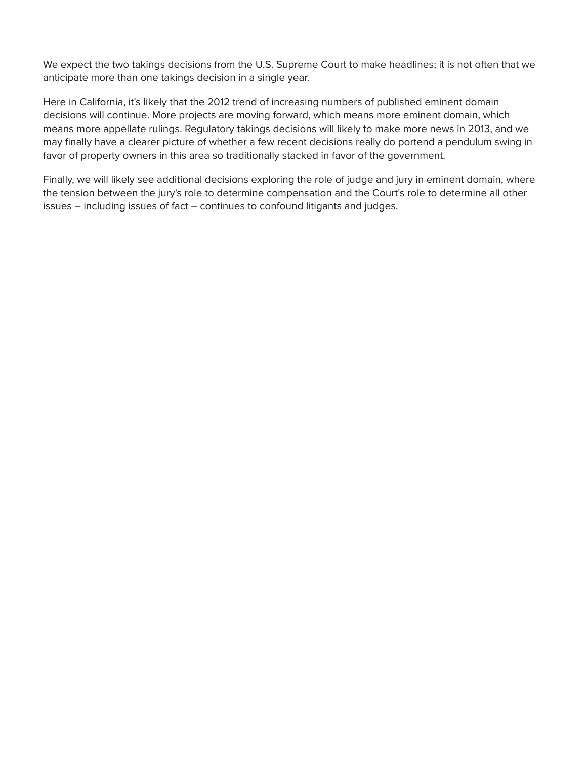We expect the two takings decisions from the U.S. Supreme Court to make headlines; it is not often that we anticipate more than one takings decision in a single year.

Here in California, it's likely that the 2012 trend of increasing numbers of published eminent domain decisions will continue. More projects are moving forward, which means more eminent domain, which means more appellate rulings. Regulatory takings decisions will likely to make more news in 2013, and we may finally have a clearer picture of whether a few recent decisions really do portend a pendulum swing in favor of property owners in this area so traditionally stacked in favor of the government.

Finally, we will likely see additional decisions exploring the role of judge and jury in eminent domain, where the tension between the jury's role to determine compensation and the Court's role to determine all other issues – including issues of fact – continues to confound litigants and judges.